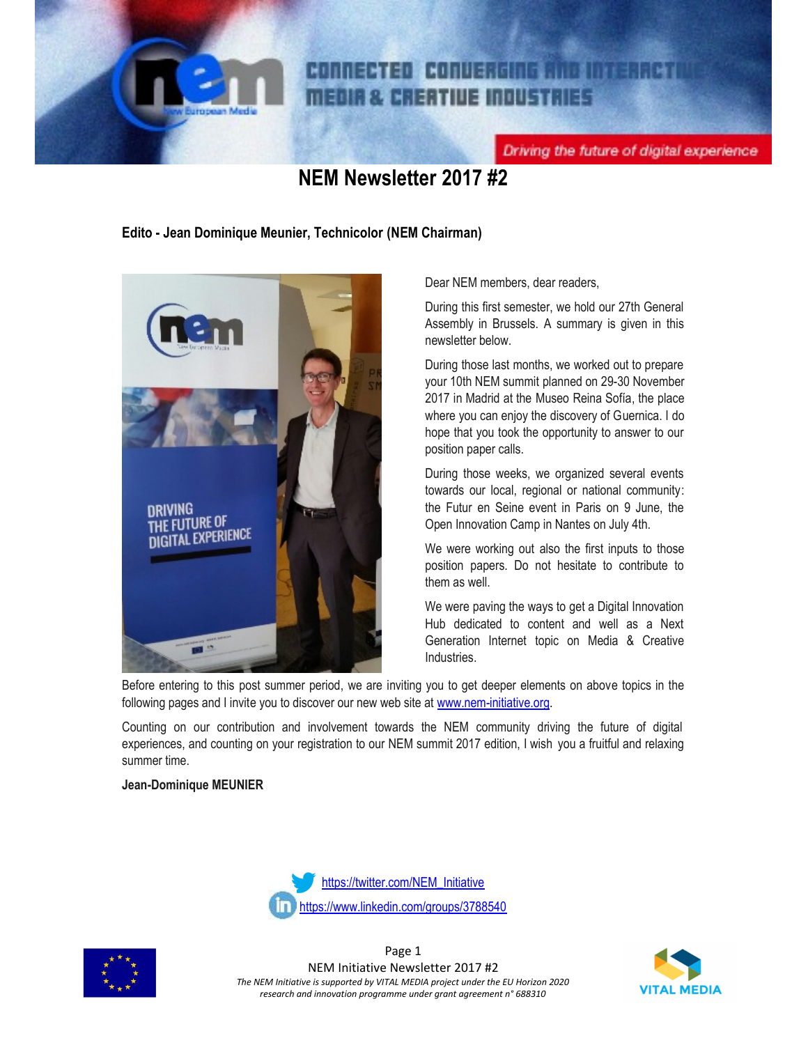# NEM Newsletter 2017 #2

**Edito - Jean Dominique Meunier, Technicolor (NEM Chairman)**

Dear NEM members, dear readers,

During this first semester, we hold our 27th General Assembly in Brussels. A summary is given in this newsletter below.

During those last months, we worked out to prepare your 10th NEM summit planned on 29-30 November 2017 in Madrid at the Museo Reina Sofía, the place where you can enjoy the discovery of Guernica. I do hope that you took the opportunity to answer to our position paper calls.

During those weeks, we organized several events towards our local, regional or national community: the Futur en Seine event in Paris on 9 June, the Open Innovation Camp in Nantes on July 4th.

We were working out also the first inputs to those position papers. Do not hesitate to contribute to them as well.

We were paving the ways to get a Digital Innovation Hub dedicated to content and well as a Next Generation Internet topic on Media & Creative Industries.

Before entering to this post summer period, we are inviting you to get deeper elements on above topics in the following pages and I invite you to discover our new web site at www.nem-initiative.org.

Counting on our contribution and involvement towards the NEM community driving the future of digital experiences, and counting on your registration to our NEM summit 2017 edition, I wish you a fruitful and relaxing summer time.

**Jean-Dominique MEUNIER**

https://twitter.com/NEM_Initiative

https://www.linkedin.com/groups/3788540

*The NEM Initiative is supported by VITAL MEDIA project under the EU Horizon 2020 research and innovation programme under grant agreement n° 688310*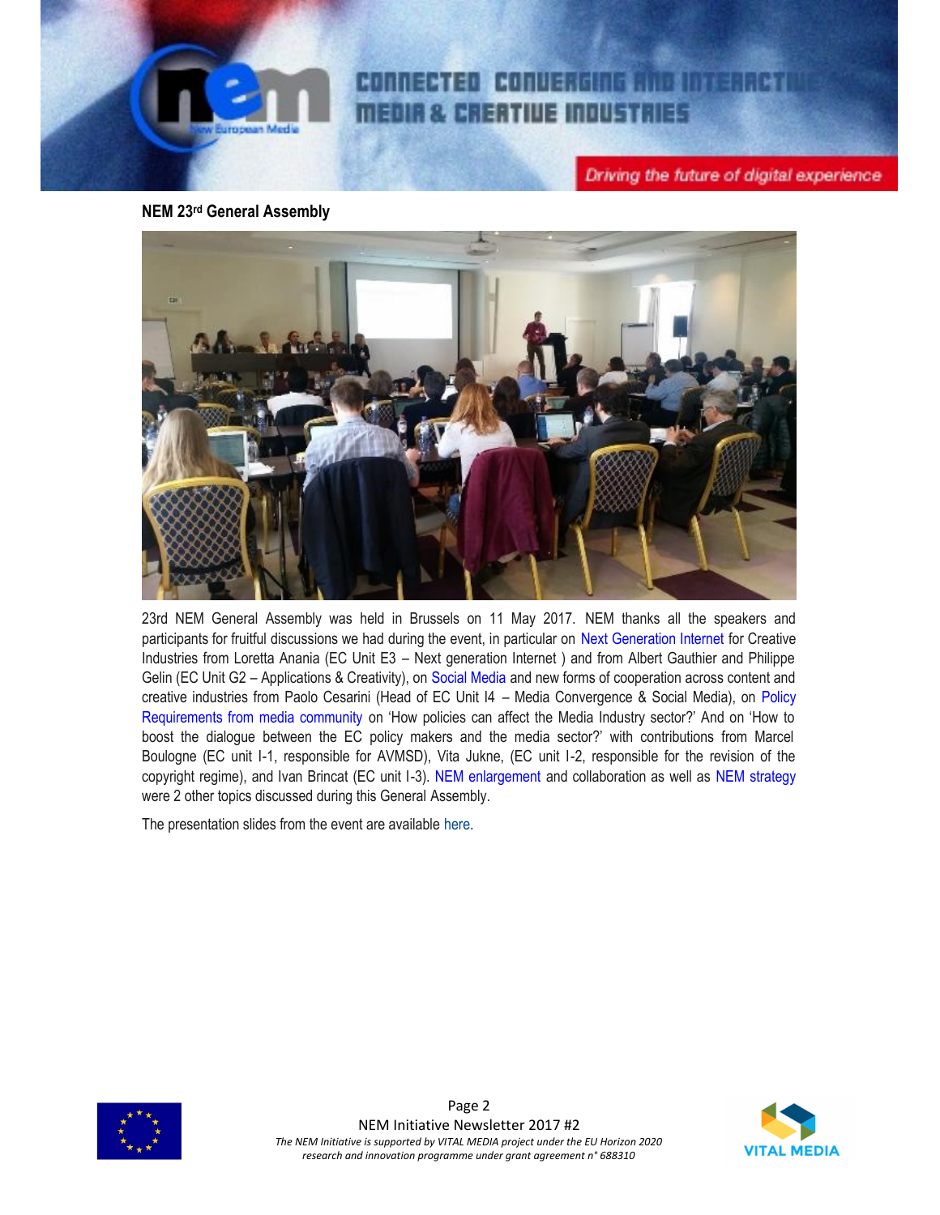### NEM 23rd General Assembly

23rd NEM General Assembly was held in Brussels on 11 May 2017. NEM thanks all the speakers and participants for fruitful discussions we had during the event, in particular on Next Generation Internet for Creative Industries from Loretta Anania (EC Unit E3 – Next generation Internet ) and from Albert Gauthier and Philippe Gelin (EC Unit G2 – Applications & Creativity), on Social Media and new forms of cooperation across content and creative industries from Paolo Cesarini (Head of EC Unit I4 – Media Convergence & Social Media), on Policy Requirements from media community on 'How policies can affect the Media Industry sector?' And on 'How to boost the dialogue between the EC policy makers and the media sector?' with contributions from Marcel Boulogne (EC unit I-1, responsible for AVMSD), Vita Jukne, (EC unit I-2, responsible for the revision of the copyright regime), and Ivan Brincat (EC unit I-3). NEM enlargement and collaboration as well as NEM strategy were 2 other topics discussed during this General Assembly.

The presentation slides from the event are available here.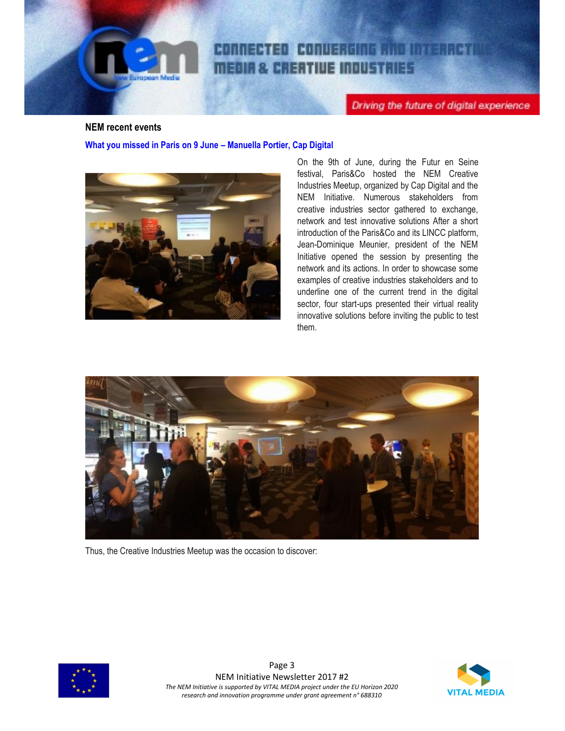## NEM recent events

### What you missed in Paris on 9 June – Manuella Portier, Cap Digital

On the 9th of June, during the Futur en Seine festival, Paris&Co hosted the NEM Creative Industries Meetup, organized by Cap Digital and the NEM Initiative. Numerous stakeholders from creative industries sector gathered to exchange, network and test innovative solutions After a short introduction of the Paris&Co and its LINCC platform, Jean-Dominique Meunier, president of the NEM Initiative opened the session by presenting the network and its actions. In order to showcase some examples of creative industries stakeholders and to underline one of the current trend in the digital sector, four start-ups presented their virtual reality innovative solutions before inviting the public to test them.

Thus, the Creative Industries Meetup was the occasion to discover: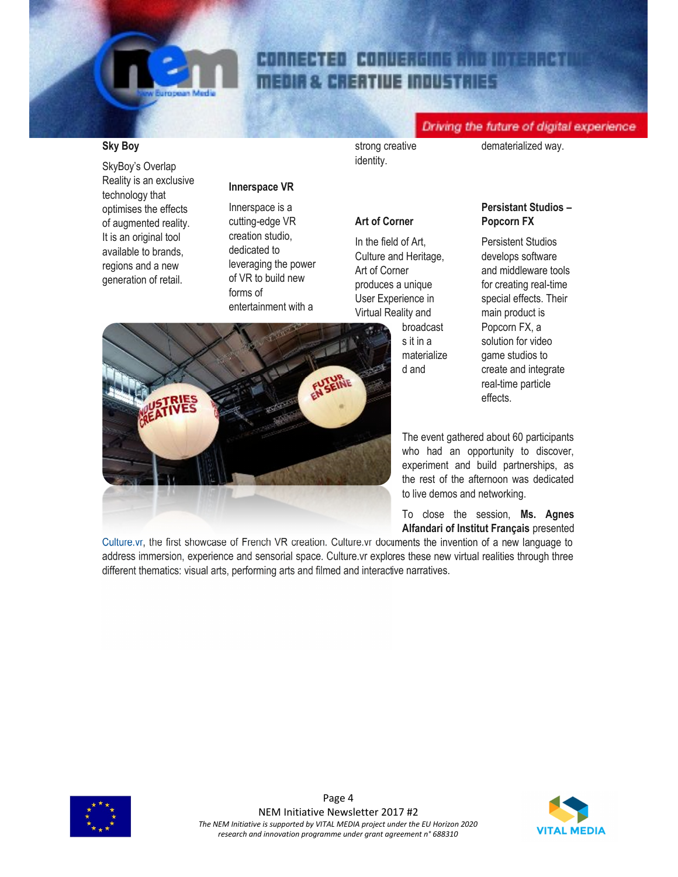### Sky Boy

SkyBoy's Overlap Reality is an exclusive technology that optimises the effects of augmented reality. It is an original tool available to brands, regions and a new generation of retail.

### Innerspace VR

Innerspace is a cutting-edge VR creation studio, dedicated to leveraging the power of VR to build new forms of entertainment with a strong creative identity.

### Art of Corner

In the field of Art, Culture and Heritage, Art of Corner produces a unique User Experience in Virtual Reality and broadcasts it in a materialized and dematerialized way.

### Persistant Studios – Popcorn FX

Persistent Studios develops software and middleware tools for creating real-time special effects. Their main product is Popcorn FX, a solution for video game studios to create and integrate real-time particle effects.

The event gathered about 60 participants who had an opportunity to discover, experiment and build partnerships, as the rest of the afternoon was dedicated to live demos and networking.

To close the session, **Ms. Agnes Alfandari of Institut Français** presented Culture.vr, the first showcase of French VR creation. Culture.vr documents the invention of a new language to address immersion, experience and sensorial space. Culture.vr explores these new virtual realities through three different thematics: visual arts, performing arts and filmed and interactive narratives.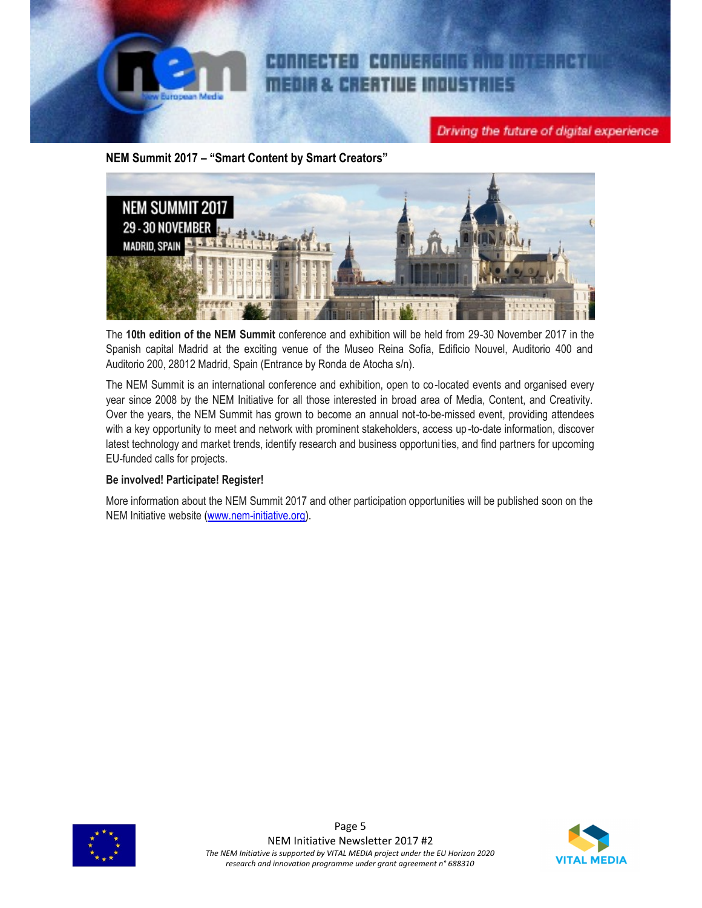## NEM Summit 2017 – "Smart Content by Smart Creators"

The **10th edition of the NEM Summit** conference and exhibition will be held from 29-30 November 2017 in the Spanish capital Madrid at the exciting venue of the Museo Reina Sofía, Edificio Nouvel, Auditorio 400 and Auditorio 200, 28012 Madrid, Spain (Entrance by Ronda de Atocha s/n).

The NEM Summit is an international conference and exhibition, open to co-located events and organised every year since 2008 by the NEM Initiative for all those interested in broad area of Media, Content, and Creativity. Over the years, the NEM Summit has grown to become an annual not-to-be-missed event, providing attendees with a key opportunity to meet and network with prominent stakeholders, access up-to-date information, discover latest technology and market trends, identify research and business opportunities, and find partners for upcoming EU-funded calls for projects.

**Be involved! Participate! Register!**

More information about the NEM Summit 2017 and other participation opportunities will be published soon on the NEM Initiative website ([www.nem-initiative.org](www.nem-initiative.org)).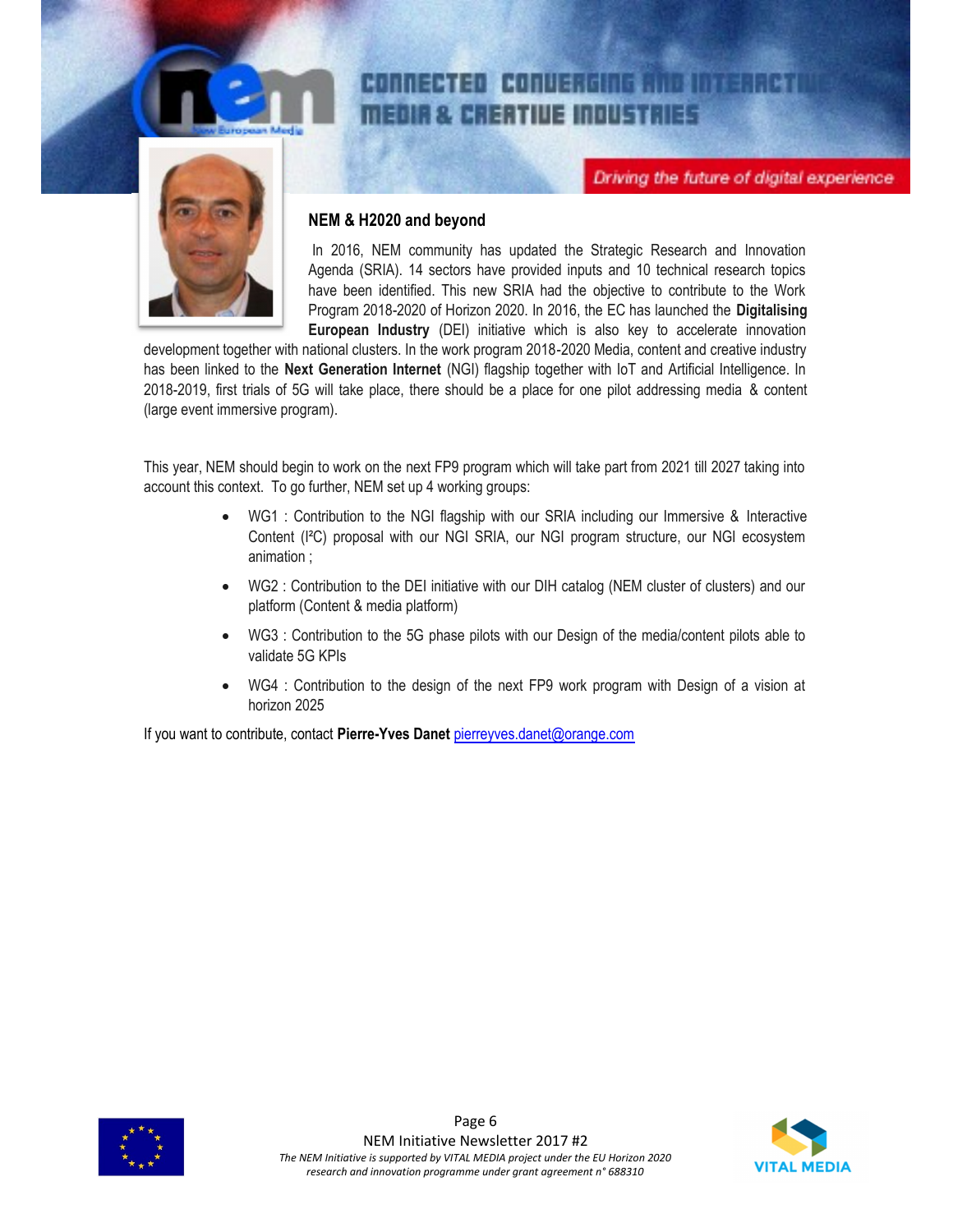## NEM & H2020 and beyond

In 2016, NEM community has updated the Strategic Research and Innovation Agenda (SRIA). 14 sectors have provided inputs and 10 technical research topics have been identified. This new SRIA had the objective to contribute to the Work Program 2018-2020 of Horizon 2020. In 2016, the EC has launched the **Digitalising European Industry** (DEI) initiative which is also key to accelerate innovation development together with national clusters. In the work program 2018-2020 Media, content and creative industry has been linked to the **Next Generation Internet** (NGI) flagship together with IoT and Artificial Intelligence. In 2018-2019, first trials of 5G will take place, there should be a place for one pilot addressing media & content (large event immersive program).

This year, NEM should begin to work on the next FP9 program which will take part from 2021 till 2027 taking into account this context. To go further, NEM set up 4 working groups:

- WG1 : Contribution to the NGI flagship with our SRIA including our Immersive & Interactive Content (I²C) proposal with our NGI SRIA, our NGI program structure, our NGI ecosystem animation ;
- WG2 : Contribution to the DEI initiative with our DIH catalog (NEM cluster of clusters) and our platform (Content & media platform)
- WG3 : Contribution to the 5G phase pilots with our Design of the media/content pilots able to validate 5G KPIs
- WG4 : Contribution to the design of the next FP9 work program with Design of a vision at horizon 2025

If you want to contribute, contact **Pierre-Yves Danet** pierreyves.danet@orange.com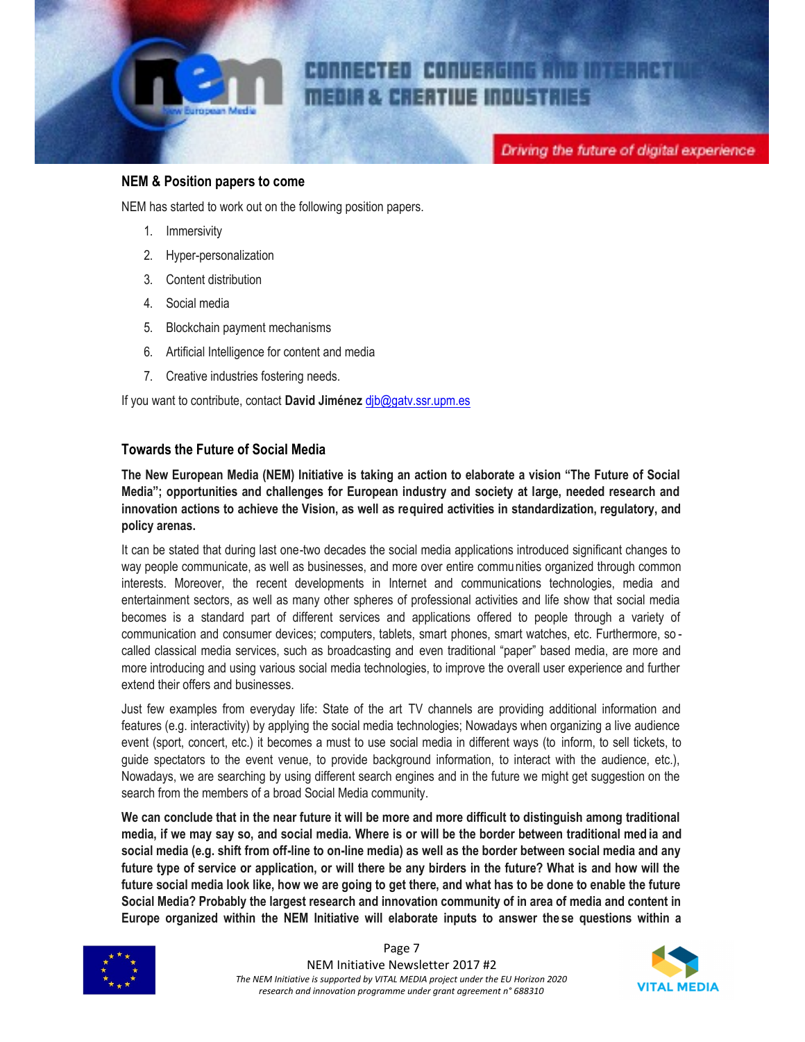## NEM & Position papers to come

NEM has started to work out on the following position papers.

1. Immersivity
2. Hyper-personalization
3. Content distribution
4. Social media
5. Blockchain payment mechanisms
6. Artificial Intelligence for content and media
7. Creative industries fostering needs.

If you want to contribute, contact **David Jiménez** djb@gatv.ssr.upm.es

## Towards the Future of Social Media

**The New European Media (NEM) Initiative is taking an action to elaborate a vision "The Future of Social Media"; opportunities and challenges for European industry and society at large, needed research and innovation actions to achieve the Vision, as well as required activities in standardization, regulatory, and policy arenas.**

It can be stated that during last one-two decades the social media applications introduced significant changes to way people communicate, as well as businesses, and more over entire communities organized through common interests. Moreover, the recent developments in Internet and communications technologies, media and entertainment sectors, as well as many other spheres of professional activities and life show that social media becomes is a standard part of different services and applications offered to people through a variety of communication and consumer devices; computers, tablets, smart phones, smart watches, etc. Furthermore, so-called classical media services, such as broadcasting and even traditional "paper" based media, are more and more introducing and using various social media technologies, to improve the overall user experience and further extend their offers and businesses.

Just few examples from everyday life: State of the art TV channels are providing additional information and features (e.g. interactivity) by applying the social media technologies; Nowadays when organizing a live audience event (sport, concert, etc.) it becomes a must to use social media in different ways (to inform, to sell tickets, to guide spectators to the event venue, to provide background information, to interact with the audience, etc.), Nowadays, we are searching by using different search engines and in the future we might get suggestion on the search from the members of a broad Social Media community.

**We can conclude that in the near future it will be more and more difficult to distinguish among traditional media, if we may say so, and social media. Where is or will be the border between traditional media and social media (e.g. shift from off-line to on-line media) as well as the border between social media and any future type of service or application, or will there be any birders in the future? What is and how will the future social media look like, how we are going to get there, and what has to be done to enable the future Social Media? Probably the largest research and innovation community of in area of media and content in Europe organized within the NEM Initiative will elaborate inputs to answer these questions within a**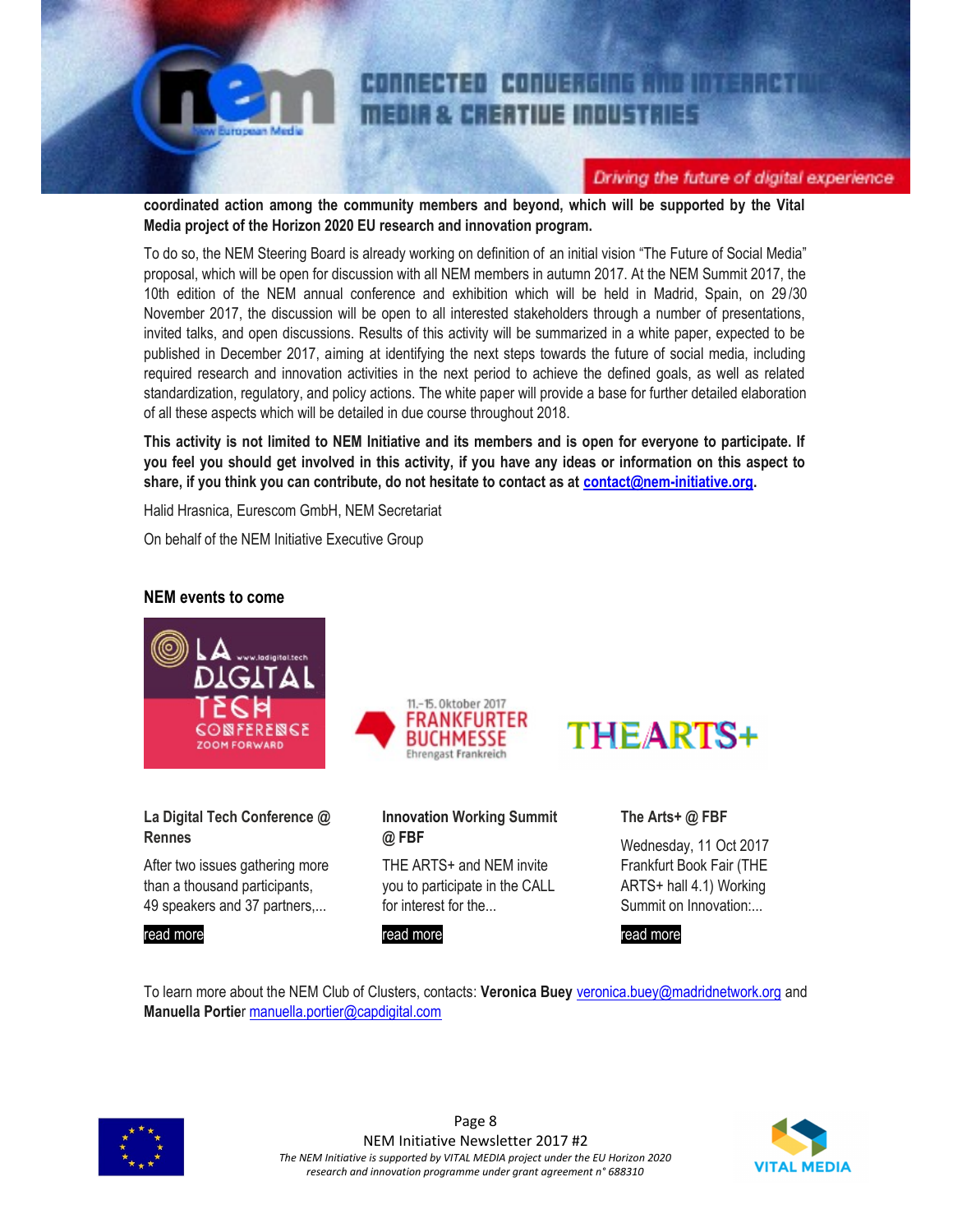**coordinated action among the community members and beyond, which will be supported by the Vital Media project of the Horizon 2020 EU research and innovation program.**

To do so, the NEM Steering Board is already working on definition of an initial vision "The Future of Social Media" proposal, which will be open for discussion with all NEM members in autumn 2017. At the NEM Summit 2017, the 10th edition of the NEM annual conference and exhibition which will be held in Madrid, Spain, on 29/30 November 2017, the discussion will be open to all interested stakeholders through a number of presentations, invited talks, and open discussions. Results of this activity will be summarized in a white paper, expected to be published in December 2017, aiming at identifying the next steps towards the future of social media, including required research and innovation activities in the next period to achieve the defined goals, as well as related standardization, regulatory, and policy actions. The white paper will provide a base for further detailed elaboration of all these aspects which will be detailed in due course throughout 2018.

**This activity is not limited to NEM Initiative and its members and is open for everyone to participate. If you feel you should get involved in this activity, if you have any ideas or information on this aspect to share, if you think you can contribute, do not hesitate to contact as at contact@nem-initiative.org.**

Halid Hrasnica, Eurescom GmbH, NEM Secretariat

On behalf of the NEM Initiative Executive Group

## NEM events to come

### La Digital Tech Conference @ Rennes

After two issues gathering more than a thousand participants, 49 speakers and 37 partners,...

read more

### Innovation Working Summit @ FBF

THE ARTS+ and NEM invite you to participate in the CALL for interest for the...

read more

### The Arts+ @ FBF

Wednesday, 11 Oct 2017 Frankfurt Book Fair (THE ARTS+ hall 4.1) Working Summit on Innovation:...

read more

To learn more about the NEM Club of Clusters, contacts: **Veronica Buey** veronica.buey@madridnetwork.org and **Manuella Portier** manuella.portier@capdigital.com

NEM Initiative Newsletter 2017 #2

*The NEM Initiative is supported by VITAL MEDIA project under the EU Horizon 2020 research and innovation programme under grant agreement n° 688310*